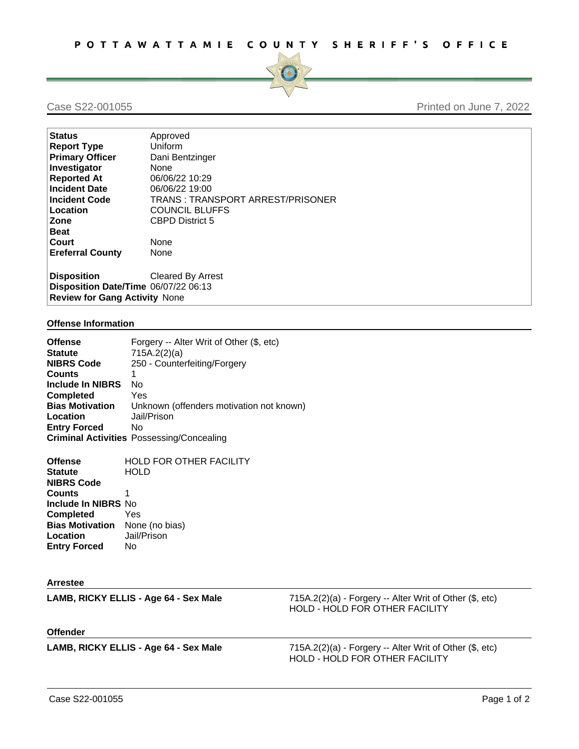# POTTAWATTAMIE COUNTY SHERIFF'S OFFICE

Case S22-001055 — Printed on June 7, 2022

| | |
|---|---|
| **Status** | Approved |
| **Report Type** | Uniform |
| **Primary Officer** | Dani Bentzinger |
| **Investigator** | None |
| **Reported At** | 06/06/22 10:29 |
| **Incident Date** | 06/06/22 19:00 |
| **Incident Code** | TRANS : TRANSPORT ARREST/PRISONER |
| **Location** | COUNCIL BLUFFS |
| **Zone** | CBPD District 5 |
| **Beat** | |
| **Court** | None |
| **Ereferral County** | None |
| **Disposition** | Cleared By Arrest |
| **Disposition Date/Time** | 06/07/22 06:13 |
| **Review for Gang Activity** | None |

## Offense Information

| | |
|---|---|
| **Offense** | Forgery -- Alter Writ of Other ($, etc) |
| **Statute** | 715A.2(2)(a) |
| **NIBRS Code** | 250 - Counterfeiting/Forgery |
| **Counts** | 1 |
| **Include In NIBRS** | No |
| **Completed** | Yes |
| **Bias Motivation** | Unknown (offenders motivation not known) |
| **Location** | Jail/Prison |
| **Entry Forced** | No |
| **Criminal Activities** | Possessing/Concealing |

| | |
|---|---|
| **Offense** | HOLD FOR OTHER FACILITY |
| **Statute** | HOLD |
| **NIBRS Code** | |
| **Counts** | 1 |
| **Include In NIBRS** | No |
| **Completed** | Yes |
| **Bias Motivation** | None (no bias) |
| **Location** | Jail/Prison |
| **Entry Forced** | No |

## Arrestee

**LAMB, RICKY ELLIS - Age 64 - Sex Male**

715A.2(2)(a) - Forgery -- Alter Writ of Other ($, etc)
HOLD - HOLD FOR OTHER FACILITY

## Offender

**LAMB, RICKY ELLIS - Age 64 - Sex Male**

715A.2(2)(a) - Forgery -- Alter Writ of Other ($, etc)
HOLD - HOLD FOR OTHER FACILITY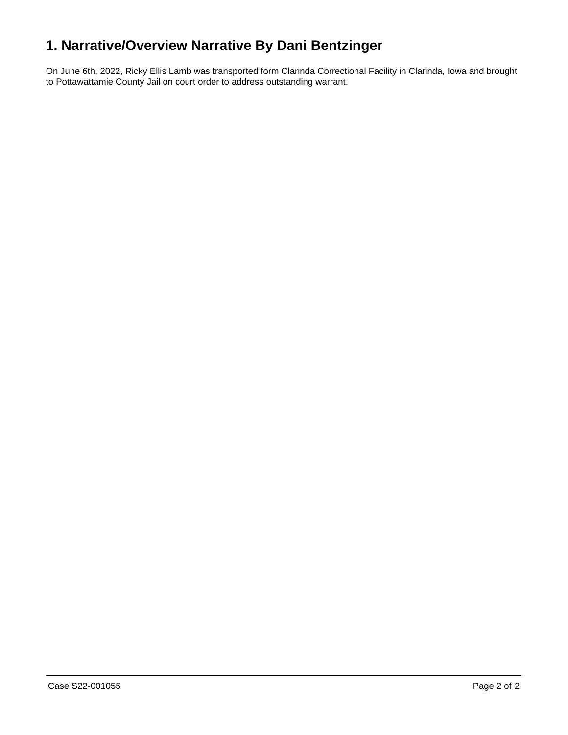# 1. Narrative/Overview Narrative By Dani Bentzinger

On June 6th, 2022, Ricky Ellis Lamb was transported form Clarinda Correctional Facility in Clarinda, Iowa and brought to Pottawattamie County Jail on court order to address outstanding warrant.